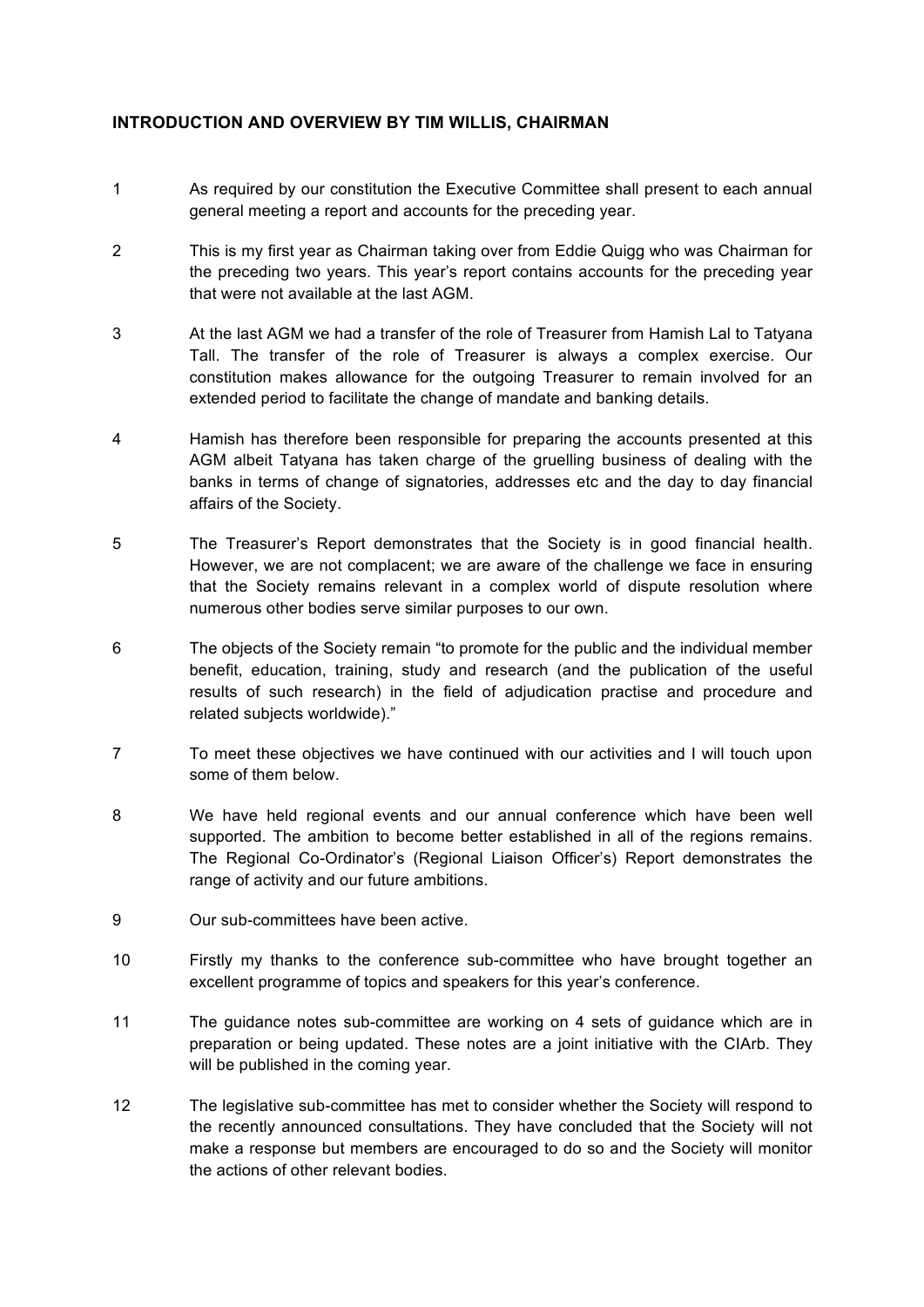**INTRODUCTION AND OVERVIEW BY TIM WILLIS, CHAIRMAN**

1 As required by our constitution the Executive Committee shall present to each annual general meeting a report and accounts for the preceding year.

2 This is my first year as Chairman taking over from Eddie Quigg who was Chairman for the preceding two years. This year's report contains accounts for the preceding year that were not available at the last AGM.

3 At the last AGM we had a transfer of the role of Treasurer from Hamish Lal to Tatyana Tall. The transfer of the role of Treasurer is always a complex exercise. Our constitution makes allowance for the outgoing Treasurer to remain involved for an extended period to facilitate the change of mandate and banking details.

4 Hamish has therefore been responsible for preparing the accounts presented at this AGM albeit Tatyana has taken charge of the gruelling business of dealing with the banks in terms of change of signatories, addresses etc and the day to day financial affairs of the Society.

5 The Treasurer's Report demonstrates that the Society is in good financial health. However, we are not complacent; we are aware of the challenge we face in ensuring that the Society remains relevant in a complex world of dispute resolution where numerous other bodies serve similar purposes to our own.

6 The objects of the Society remain "to promote for the public and the individual member benefit, education, training, study and research (and the publication of the useful results of such research) in the field of adjudication practise and procedure and related subjects worldwide)."

7 To meet these objectives we have continued with our activities and I will touch upon some of them below.

8 We have held regional events and our annual conference which have been well supported. The ambition to become better established in all of the regions remains. The Regional Co-Ordinator's (Regional Liaison Officer's) Report demonstrates the range of activity and our future ambitions.

9 Our sub-committees have been active.

10 Firstly my thanks to the conference sub-committee who have brought together an excellent programme of topics and speakers for this year's conference.

11 The guidance notes sub-committee are working on 4 sets of guidance which are in preparation or being updated. These notes are a joint initiative with the CIArb. They will be published in the coming year.

12 The legislative sub-committee has met to consider whether the Society will respond to the recently announced consultations. They have concluded that the Society will not make a response but members are encouraged to do so and the Society will monitor the actions of other relevant bodies.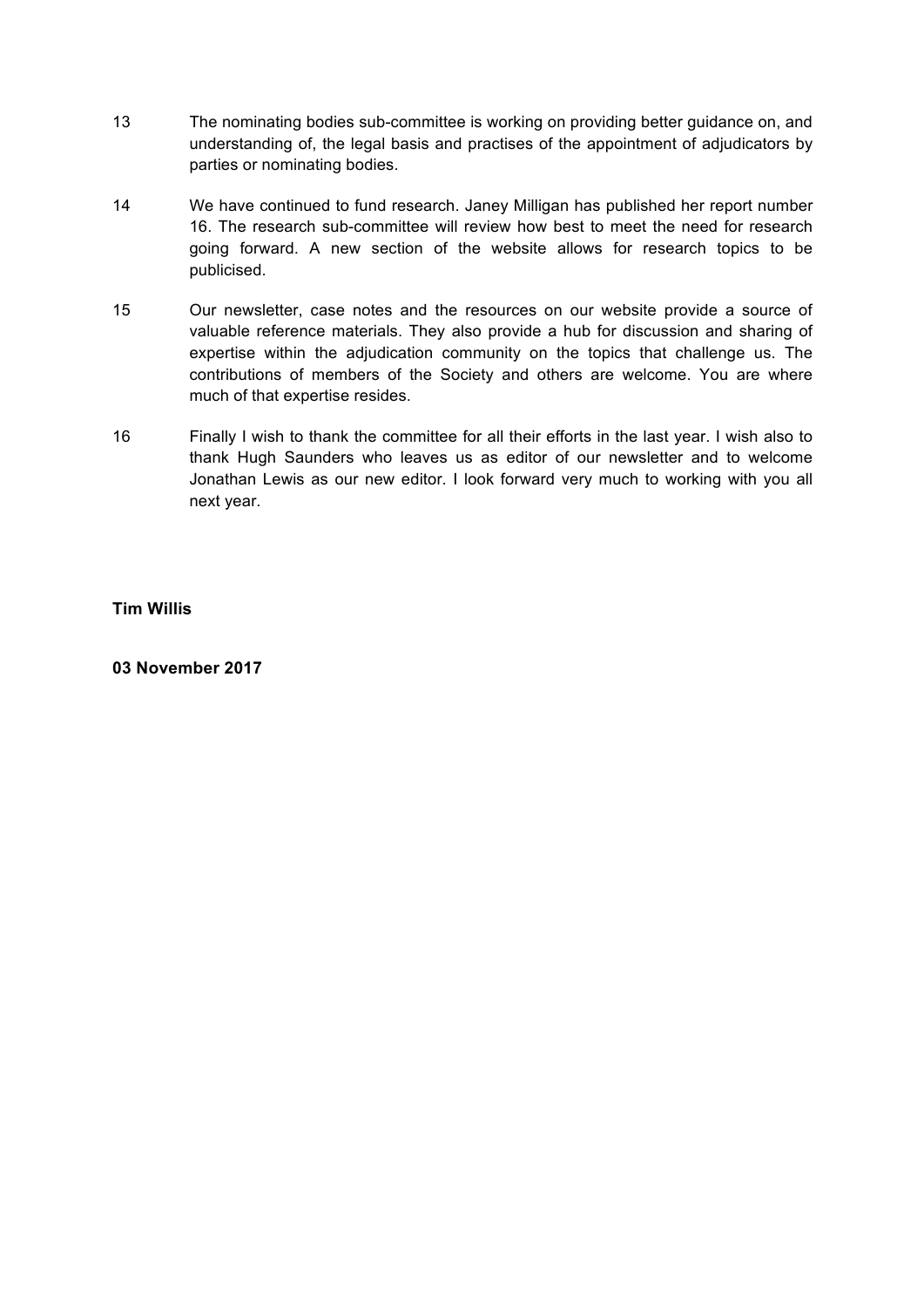13 The nominating bodies sub-committee is working on providing better guidance on, and understanding of, the legal basis and practises of the appointment of adjudicators by parties or nominating bodies.

14 We have continued to fund research. Janey Milligan has published her report number 16. The research sub-committee will review how best to meet the need for research going forward. A new section of the website allows for research topics to be publicised.

15 Our newsletter, case notes and the resources on our website provide a source of valuable reference materials. They also provide a hub for discussion and sharing of expertise within the adjudication community on the topics that challenge us. The contributions of members of the Society and others are welcome. You are where much of that expertise resides.

16 Finally I wish to thank the committee for all their efforts in the last year. I wish also to thank Hugh Saunders who leaves us as editor of our newsletter and to welcome Jonathan Lewis as our new editor. I look forward very much to working with you all next year.

**Tim Willis**

**03 November 2017**